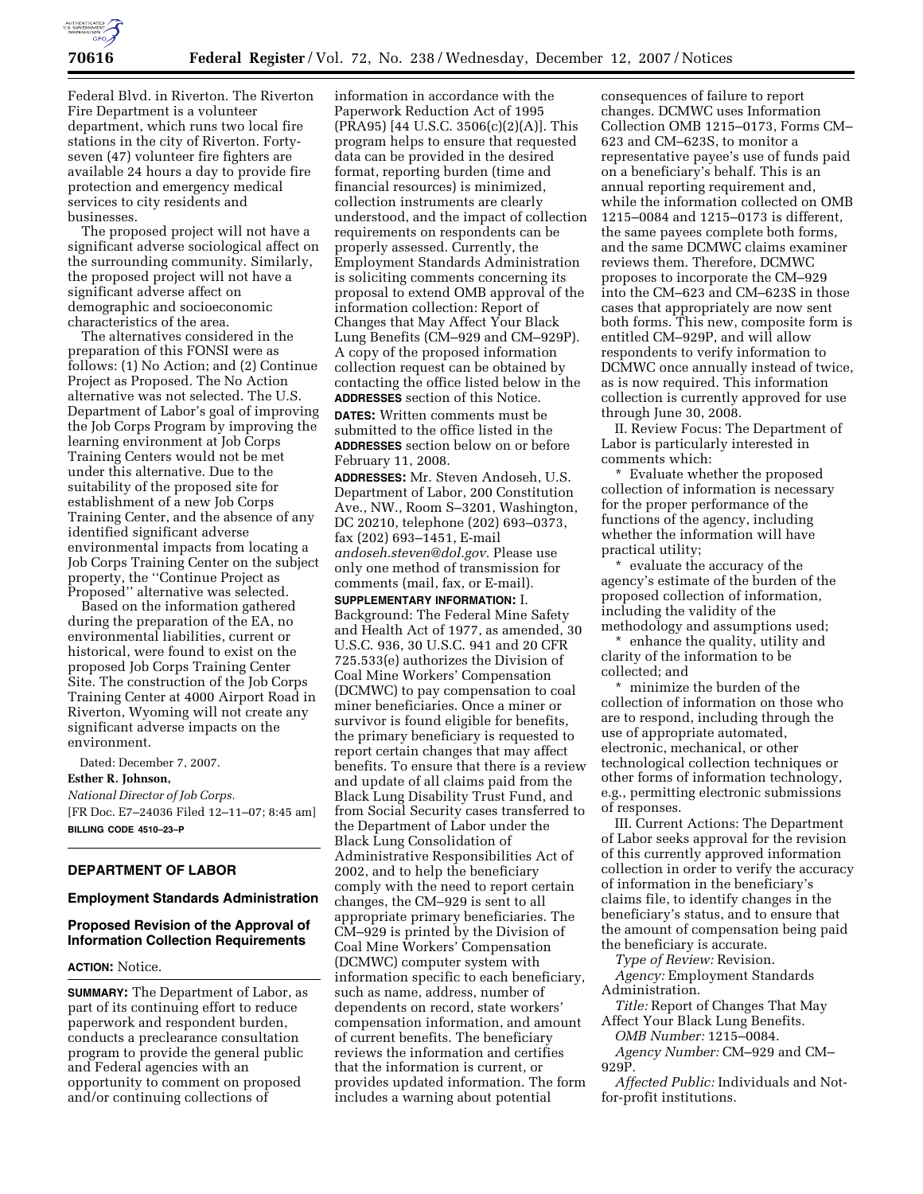Federal Blvd. in Riverton. The Riverton Fire Department is a volunteer department, which runs two local fire stations in the city of Riverton. Forty-seven (47) volunteer fire fighters are available 24 hours a day to provide fire protection and emergency medical services to city residents and businesses.

The proposed project will not have a significant adverse sociological affect on the surrounding community. Similarly, the proposed project will not have a significant adverse affect on demographic and socioeconomic characteristics of the area.

The alternatives considered in the preparation of this FONSI were as follows: (1) No Action; and (2) Continue Project as Proposed. The No Action alternative was not selected. The U.S. Department of Labor's goal of improving the Job Corps Program by improving the learning environment at Job Corps Training Centers would not be met under this alternative. Due to the suitability of the proposed site for establishment of a new Job Corps Training Center, and the absence of any identified significant adverse environmental impacts from locating a Job Corps Training Center on the subject property, the ''Continue Project as Proposed'' alternative was selected.

Based on the information gathered during the preparation of the EA, no environmental liabilities, current or historical, were found to exist on the proposed Job Corps Training Center Site. The construction of the Job Corps Training Center at 4000 Airport Road in Riverton, Wyoming will not create any significant adverse impacts on the environment.

Dated: December 7, 2007.

**Esther R. Johnson,**

*National Director of Job Corps.*

[FR Doc. E7–24036 Filed 12–11–07; 8:45 am]

**BILLING CODE 4510–23–P**

---

## DEPARTMENT OF LABOR

### Employment Standards Administration

### Proposed Revision of the Approval of Information Collection Requirements

**ACTION:** Notice.

**SUMMARY:** The Department of Labor, as part of its continuing effort to reduce paperwork and respondent burden, conducts a preclearance consultation program to provide the general public and Federal agencies with an opportunity to comment on proposed and/or continuing collections of information in accordance with the Paperwork Reduction Act of 1995 (PRA95) [44 U.S.C. 3506(c)(2)(A)]. This program helps to ensure that requested data can be provided in the desired format, reporting burden (time and financial resources) is minimized, collection instruments are clearly understood, and the impact of collection requirements on respondents can be properly assessed. Currently, the Employment Standards Administration is soliciting comments concerning its proposal to extend OMB approval of the information collection: Report of Changes that May Affect Your Black Lung Benefits (CM–929 and CM–929P). A copy of the proposed information collection request can be obtained by contacting the office listed below in the **ADDRESSES** section of this Notice.

**DATES:** Written comments must be submitted to the office listed in the **ADDRESSES** section below on or before February 11, 2008.

**ADDRESSES:** Mr. Steven Andoseh, U.S. Department of Labor, 200 Constitution Ave., NW., Room S–3201, Washington, DC 20210, telephone (202) 693–0373, fax (202) 693–1451, E-mail *andoseh.steven@dol.gov.* Please use only one method of transmission for comments (mail, fax, or E-mail).

**SUPPLEMENTARY INFORMATION:** I. Background: The Federal Mine Safety and Health Act of 1977, as amended, 30 U.S.C. 936, 30 U.S.C. 941 and 20 CFR 725.533(e) authorizes the Division of Coal Mine Workers' Compensation (DCMWC) to pay compensation to coal miner beneficiaries. Once a miner or survivor is found eligible for benefits, the primary beneficiary is requested to report certain changes that may affect benefits. To ensure that there is a review and update of all claims paid from the Black Lung Disability Trust Fund, and from Social Security cases transferred to the Department of Labor under the Black Lung Consolidation of Administrative Responsibilities Act of 2002, and to help the beneficiary comply with the need to report certain changes, the CM–929 is sent to all appropriate primary beneficiaries. The CM–929 is printed by the Division of Coal Mine Workers' Compensation (DCMWC) computer system with information specific to each beneficiary, such as name, address, number of dependents on record, state workers' compensation information, and amount of current benefits. The beneficiary reviews the information and certifies that the information is current, or provides updated information. The form includes a warning about potential consequences of failure to report changes. DCMWC uses Information Collection OMB 1215–0173, Forms CM–623 and CM–623S, to monitor a representative payee's use of funds paid on a beneficiary's behalf. This is an annual reporting requirement and, while the information collected on OMB 1215–0084 and 1215–0173 is different, the same payees complete both forms, and the same DCMWC claims examiner reviews them. Therefore, DCMWC proposes to incorporate the CM–929 into the CM–623 and CM–623S in those cases that appropriately are now sent both forms. This new, composite form is entitled CM–929P, and will allow respondents to verify information to DCMWC once annually instead of twice, as is now required. This information collection is currently approved for use through June 30, 2008.

II. Review Focus: The Department of Labor is particularly interested in comments which:

* Evaluate whether the proposed collection of information is necessary for the proper performance of the functions of the agency, including whether the information will have practical utility;

* evaluate the accuracy of the agency's estimate of the burden of the proposed collection of information, including the validity of the methodology and assumptions used;

* enhance the quality, utility and clarity of the information to be collected; and

* minimize the burden of the collection of information on those who are to respond, including through the use of appropriate automated, electronic, mechanical, or other technological collection techniques or other forms of information technology, e.g., permitting electronic submissions of responses.

III. Current Actions: The Department of Labor seeks approval for the revision of this currently approved information collection in order to verify the accuracy of information in the beneficiary's claims file, to identify changes in the beneficiary's status, and to ensure that the amount of compensation being paid the beneficiary is accurate.

*Type of Review:* Revision.

*Agency:* Employment Standards Administration.

*Title:* Report of Changes That May Affect Your Black Lung Benefits.

*OMB Number:* 1215–0084.

*Agency Number:* CM–929 and CM–929P.

*Affected Public:* Individuals and Not-for-profit institutions.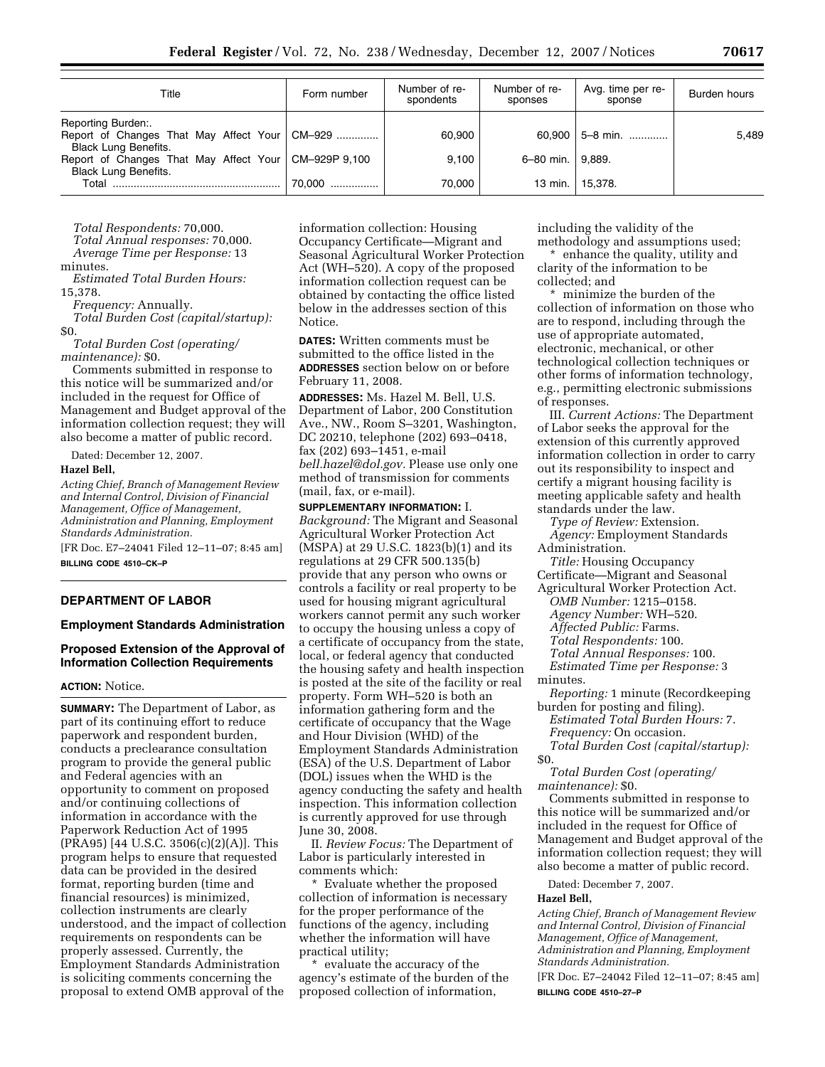| Title | Form number | Number of respondents | Number of responses | Avg. time per response | Burden hours |
| --- | --- | --- | --- | --- | --- |
| Reporting Burden:. | | | | | |
| Report of Changes That May Affect Your Black Lung Benefits. | CM–929 | 60,900 | 60,900 | 5–8 min. | 5,489 |
| Report of Changes That May Affect Your Black Lung Benefits. | CM–929P 9,100 | 9,100 | 6–80 min. | 9,889. | |
| Total | 70,000 | 70,000 | 13 min. | 15,378. | |

*Total Respondents:* 70,000.

*Total Annual responses:* 70,000.

*Average Time per Response:* 13 minutes.

*Estimated Total Burden Hours:* 15,378.

*Frequency:* Annually.

*Total Burden Cost (capital/startup):* $0.

*Total Burden Cost (operating/maintenance):* $0.

Comments submitted in response to this notice will be summarized and/or included in the request for Office of Management and Budget approval of the information collection request; they will also become a matter of public record.

Dated: December 12, 2007.

**Hazel Bell,**

*Acting Chief, Branch of Management Review and Internal Control, Division of Financial Management, Office of Management, Administration and Planning, Employment Standards Administration.*

[FR Doc. E7–24041 Filed 12–11–07; 8:45 am]

**BILLING CODE 4510–CK–P**

## DEPARTMENT OF LABOR

### Employment Standards Administration

### Proposed Extension of the Approval of Information Collection Requirements

**ACTION:** Notice.

**SUMMARY:** The Department of Labor, as part of its continuing effort to reduce paperwork and respondent burden, conducts a preclearance consultation program to provide the general public and Federal agencies with an opportunity to comment on proposed and/or continuing collections of information in accordance with the Paperwork Reduction Act of 1995 (PRA95) [44 U.S.C. 3506(c)(2)(A)]. This program helps to ensure that requested data can be provided in the desired format, reporting burden (time and financial resources) is minimized, collection instruments are clearly understood, and the impact of collection requirements on respondents can be properly assessed. Currently, the Employment Standards Administration is soliciting comments concerning the proposal to extend OMB approval of the information collection: Housing Occupancy Certificate—Migrant and Seasonal Agricultural Worker Protection Act (WH–520). A copy of the proposed information collection request can be obtained by contacting the office listed below in the addresses section of this Notice.

**DATES:** Written comments must be submitted to the office listed in the **ADDRESSES** section below on or before February 11, 2008.

**ADDRESSES:** Ms. Hazel M. Bell, U.S. Department of Labor, 200 Constitution Ave., NW., Room S–3201, Washington, DC 20210, telephone (202) 693–0418, fax (202) 693–1451, e-mail *bell.hazel@dol.gov.* Please use only one method of transmission for comments (mail, fax, or e-mail).

**SUPPLEMENTARY INFORMATION:** I. *Background:* The Migrant and Seasonal Agricultural Worker Protection Act (MSPA) at 29 U.S.C. 1823(b)(1) and its regulations at 29 CFR 500.135(b) provide that any person who owns or controls a facility or real property to be used for housing migrant agricultural workers cannot permit any such worker to occupy the housing unless a copy of a certificate of occupancy from the state, local, or federal agency that conducted the housing safety and health inspection is posted at the site of the facility or real property. Form WH–520 is both an information gathering form and the certificate of occupancy that the Wage and Hour Division (WHD) of the Employment Standards Administration (ESA) of the U.S. Department of Labor (DOL) issues when the WHD is the agency conducting the safety and health inspection. This information collection is currently approved for use through June 30, 2008.

II. *Review Focus:* The Department of Labor is particularly interested in comments which:

* Evaluate whether the proposed collection of information is necessary for the proper performance of the functions of the agency, including whether the information will have practical utility;

* evaluate the accuracy of the agency's estimate of the burden of the proposed collection of information, including the validity of the methodology and assumptions used;

* enhance the quality, utility and clarity of the information to be collected; and

* minimize the burden of the collection of information on those who are to respond, including through the use of appropriate automated, electronic, mechanical, or other technological collection techniques or other forms of information technology, e.g., permitting electronic submissions of responses.

III. *Current Actions:* The Department of Labor seeks the approval for the extension of this currently approved information collection in order to carry out its responsibility to inspect and certify a migrant housing facility is meeting applicable safety and health standards under the law.

*Type of Review:* Extension.

*Agency:* Employment Standards Administration.

*Title:* Housing Occupancy Certificate—Migrant and Seasonal Agricultural Worker Protection Act.

*OMB Number:* 1215–0158.

*Agency Number:* WH–520.

*Affected Public:* Farms.

*Total Respondents:* 100.

*Total Annual Responses:* 100.

*Estimated Time per Response:* 3 minutes.

*Reporting:* 1 minute (Recordkeeping burden for posting and filing).

*Estimated Total Burden Hours:* 7.

*Frequency:* On occasion.

*Total Burden Cost (capital/startup):* $0.

*Total Burden Cost (operating/maintenance):* $0.

Comments submitted in response to this notice will be summarized and/or included in the request for Office of Management and Budget approval of the information collection request; they will also become a matter of public record.

Dated: December 7, 2007.

**Hazel Bell,**

*Acting Chief, Branch of Management Review and Internal Control, Division of Financial Management, Office of Management, Administration and Planning, Employment Standards Administration.*

[FR Doc. E7–24042 Filed 12–11–07; 8:45 am]

**BILLING CODE 4510–27–P**